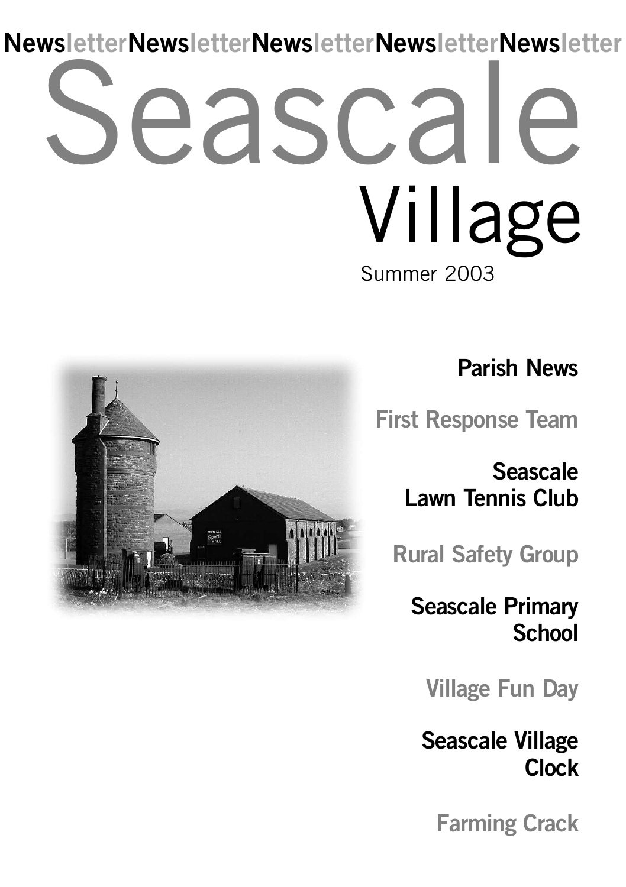NewsletterNewsletterNewsletterNewsletterNewsletter

# Seascale Village

Summer 2003

**Parish News**

**First Response Team**

**Seascale Lawn Tennis Club**

**Rural Safety Group**

**Seascale Primary School**

**Village Fun Day**

**Seascale Village Clock**

**Farming Crack**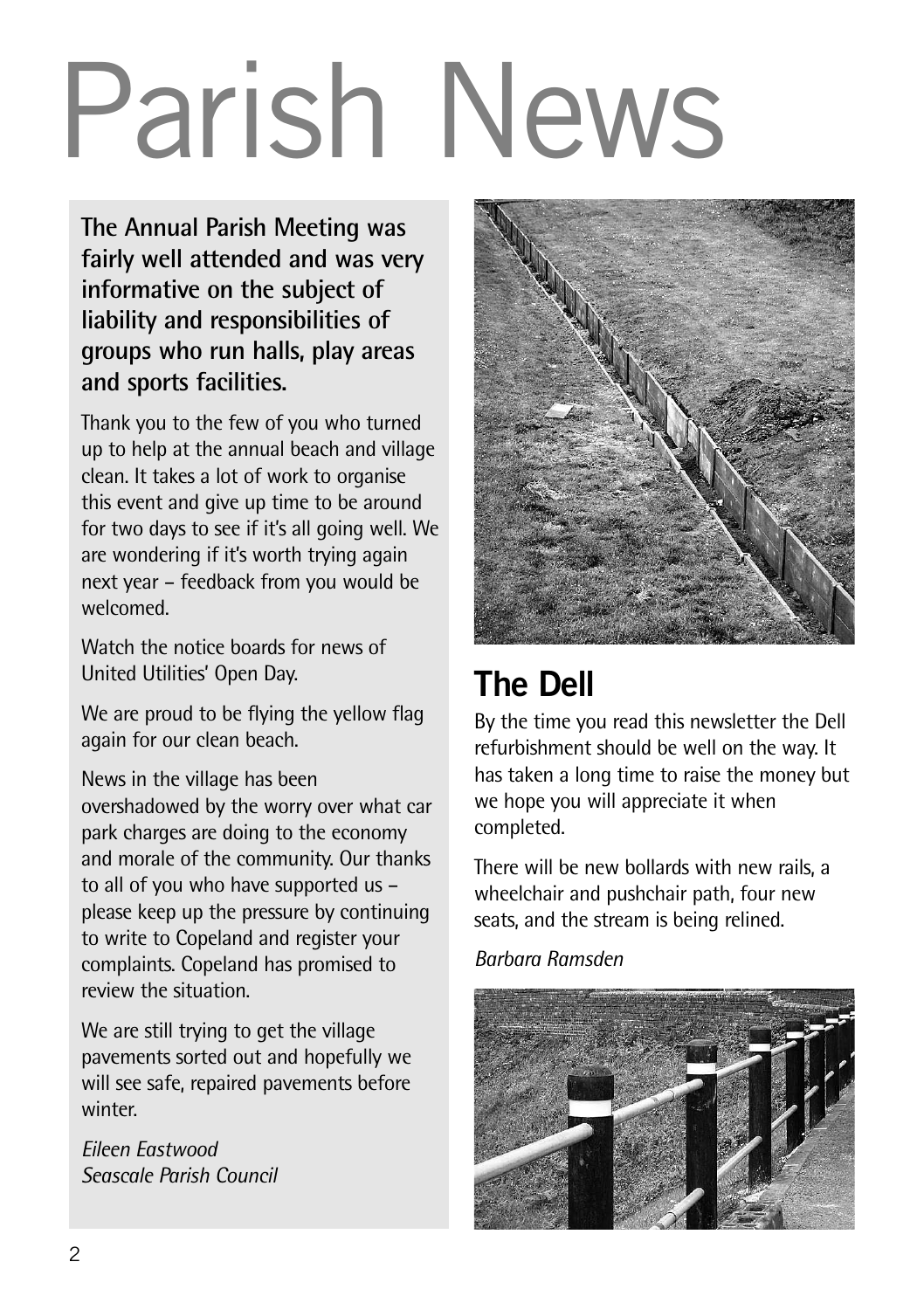# Parish News

**The Annual Parish Meeting was fairly well attended and was very informative on the subject of liability and responsibilities of groups who run halls, play areas and sports facilities.**

Thank you to the few of you who turned up to help at the annual beach and village clean. It takes a lot of work to organise this event and give up time to be around for two days to see if it's all going well. We are wondering if it's worth trying again next year – feedback from you would be welcomed.

Watch the notice boards for news of United Utilities' Open Day.

We are proud to be flying the yellow flag again for our clean beach.

News in the village has been overshadowed by the worry over what car park charges are doing to the economy and morale of the community. Our thanks to all of you who have supported us – please keep up the pressure by continuing to write to Copeland and register your complaints. Copeland has promised to review the situation.

We are still trying to get the village pavements sorted out and hopefully we will see safe, repaired pavements before winter.

*Eileen Eastwood*
*Seascale Parish Council*

## The Dell

By the time you read this newsletter the Dell refurbishment should be well on the way. It has taken a long time to raise the money but we hope you will appreciate it when completed.

There will be new bollards with new rails, a wheelchair and pushchair path, four new seats, and the stream is being relined.

*Barbara Ramsden*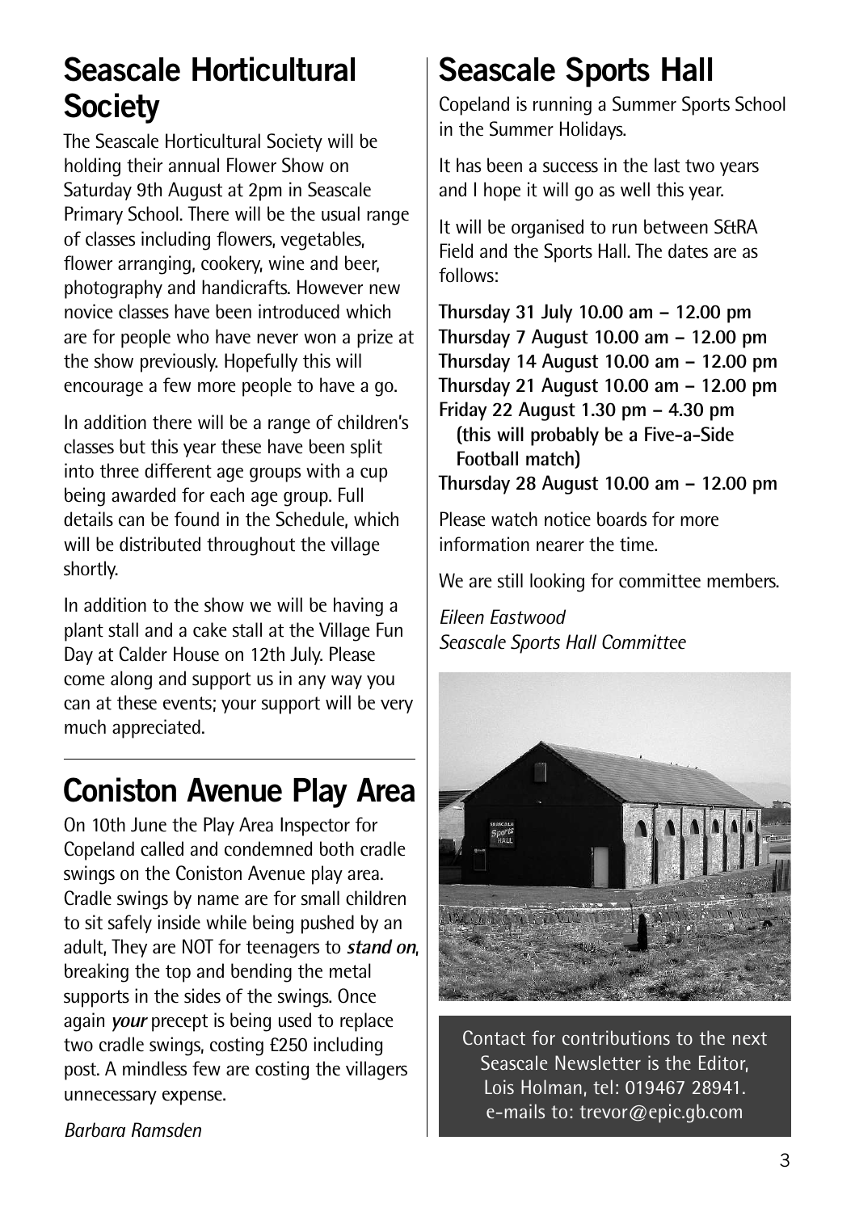## Seascale Horticultural Society

The Seascale Horticultural Society will be holding their annual Flower Show on Saturday 9th August at 2pm in Seascale Primary School. There will be the usual range of classes including flowers, vegetables, flower arranging, cookery, wine and beer, photography and handicrafts. However new novice classes have been introduced which are for people who have never won a prize at the show previously. Hopefully this will encourage a few more people to have a go.

In addition there will be a range of children's classes but this year these have been split into three different age groups with a cup being awarded for each age group. Full details can be found in the Schedule, which will be distributed throughout the village shortly.

In addition to the show we will be having a plant stall and a cake stall at the Village Fun Day at Calder House on 12th July. Please come along and support us in any way you can at these events; your support will be very much appreciated.

## Coniston Avenue Play Area

On 10th June the Play Area Inspector for Copeland called and condemned both cradle swings on the Coniston Avenue play area. Cradle swings by name are for small children to sit safely inside while being pushed by an adult, They are NOT for teenagers to ***stand on***, breaking the top and bending the metal supports in the sides of the swings. Once again ***your*** precept is being used to replace two cradle swings, costing £250 including post. A mindless few are costing the villagers unnecessary expense.

*Barbara Ramsden*

## Seascale Sports Hall

Copeland is running a Summer Sports School in the Summer Holidays.

It has been a success in the last two years and I hope it will go as well this year.

It will be organised to run between S&RA Field and the Sports Hall. The dates are as follows:

**Thursday 31 July 10.00 am – 12.00 pm**
**Thursday 7 August 10.00 am – 12.00 pm**
**Thursday 14 August 10.00 am – 12.00 pm**
**Thursday 21 August 10.00 am – 12.00 pm**
**Friday 22 August 1.30 pm – 4.30 pm (this will probably be a Five-a-Side Football match)**
**Thursday 28 August 10.00 am – 12.00 pm**

Please watch notice boards for more information nearer the time.

We are still looking for committee members.

*Eileen Eastwood*
*Seascale Sports Hall Committee*

Contact for contributions to the next Seascale Newsletter is the Editor, Lois Holman, tel: 019467 28941. e-mails to: trevor@epic.gb.com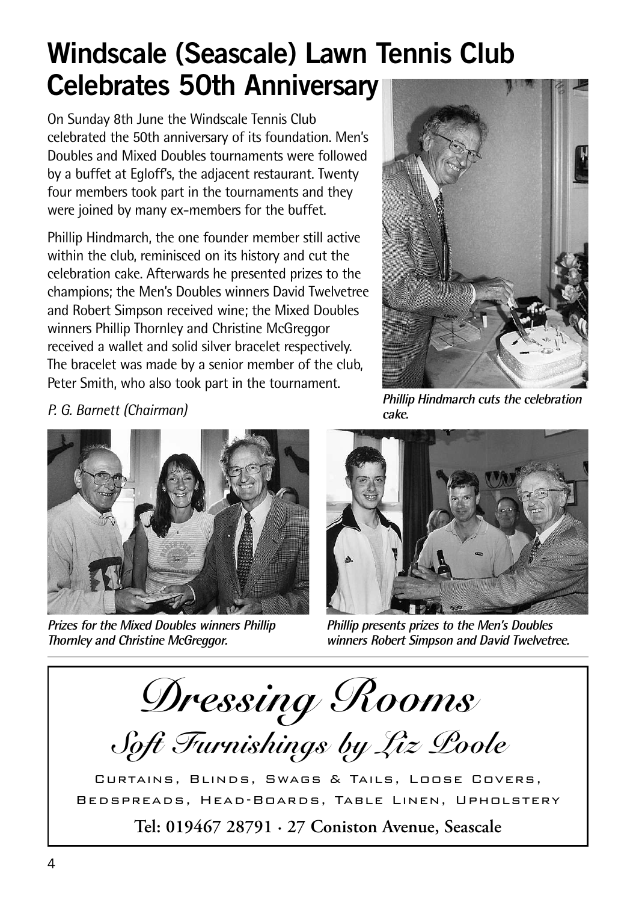# Windscale (Seascale) Lawn Tennis Club Celebrates 50th Anniversary

On Sunday 8th June the Windscale Tennis Club celebrated the 50th anniversary of its foundation. Men's Doubles and Mixed Doubles tournaments were followed by a buffet at Egloff's, the adjacent restaurant. Twenty four members took part in the tournaments and they were joined by many ex-members for the buffet.

Phillip Hindmarch, the one founder member still active within the club, reminisced on its history and cut the celebration cake. Afterwards he presented prizes to the champions; the Men's Doubles winners David Twelvetree and Robert Simpson received wine; the Mixed Doubles winners Phillip Thornley and Christine McGreggor received a wallet and solid silver bracelet respectively. The bracelet was made by a senior member of the club, Peter Smith, who also took part in the tournament.

*P. G. Barnett (Chairman)*

***Phillip Hindmarch cuts the celebration cake.***

***Prizes for the Mixed Doubles winners Phillip Thornley and Christine McGreggor.***

***Phillip presents prizes to the Men's Doubles winners Robert Simpson and David Twelvetree.***

---

# *Dressing Rooms*

## *Soft Furnishings by Liz Poole*

CURTAINS, BLINDS, SWAGS & TAILS, LOOSE COVERS, BEDSPREADS, HEAD-BOARDS, TABLE LINEN, UPHOLSTERY

**Tel: 019467 28791 · 27 Coniston Avenue, Seascale**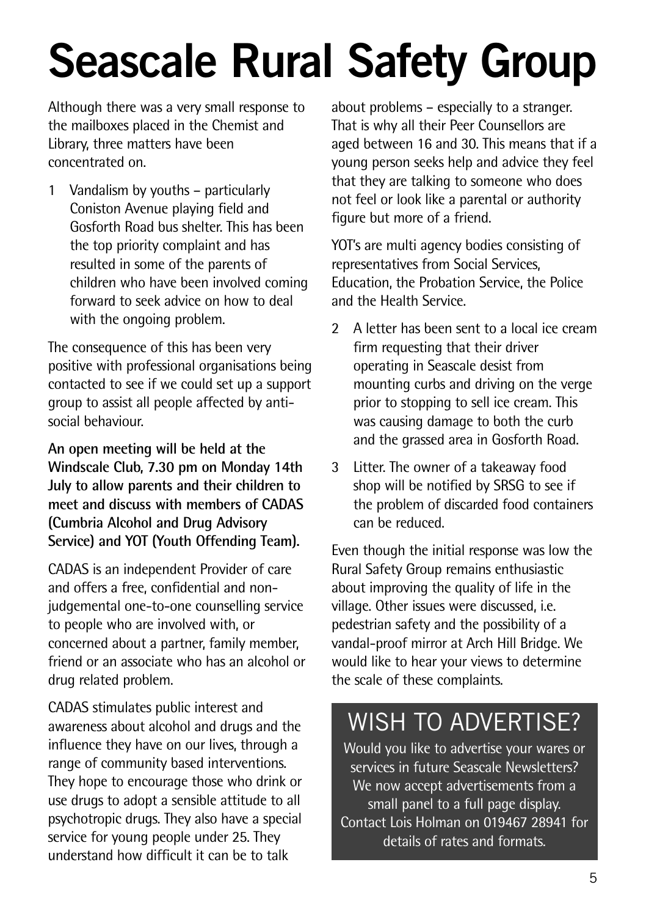# Seascale Rural Safety Group

Although there was a very small response to the mailboxes placed in the Chemist and Library, three matters have been concentrated on.

1. Vandalism by youths – particularly Coniston Avenue playing field and Gosforth Road bus shelter. This has been the top priority complaint and has resulted in some of the parents of children who have been involved coming forward to seek advice on how to deal with the ongoing problem.

The consequence of this has been very positive with professional organisations being contacted to see if we could set up a support group to assist all people affected by anti-social behaviour.

**An open meeting will be held at the Windscale Club, 7.30 pm on Monday 14th July to allow parents and their children to meet and discuss with members of CADAS (Cumbria Alcohol and Drug Advisory Service) and YOT (Youth Offending Team).**

CADAS is an independent Provider of care and offers a free, confidential and non-judgemental one-to-one counselling service to people who are involved with, or concerned about a partner, family member, friend or an associate who has an alcohol or drug related problem.

CADAS stimulates public interest and awareness about alcohol and drugs and the influence they have on our lives, through a range of community based interventions. They hope to encourage those who drink or use drugs to adopt a sensible attitude to all psychotropic drugs. They also have a special service for young people under 25. They understand how difficult it can be to talk about problems – especially to a stranger. That is why all their Peer Counsellors are aged between 16 and 30. This means that if a young person seeks help and advice they feel that they are talking to someone who does not feel or look like a parental or authority figure but more of a friend.

YOT's are multi agency bodies consisting of representatives from Social Services, Education, the Probation Service, the Police and the Health Service.

2. A letter has been sent to a local ice cream firm requesting that their driver operating in Seascale desist from mounting curbs and driving on the verge prior to stopping to sell ice cream. This was causing damage to both the curb and the grassed area in Gosforth Road.

3. Litter. The owner of a takeaway food shop will be notified by SRSG to see if the problem of discarded food containers can be reduced.

Even though the initial response was low the Rural Safety Group remains enthusiastic about improving the quality of life in the village. Other issues were discussed, i.e. pedestrian safety and the possibility of a vandal-proof mirror at Arch Hill Bridge. We would like to hear your views to determine the scale of these complaints.

## WISH TO ADVERTISE?

Would you like to advertise your wares or services in future Seascale Newsletters? We now accept advertisements from a small panel to a full page display. Contact Lois Holman on 019467 28941 for details of rates and formats.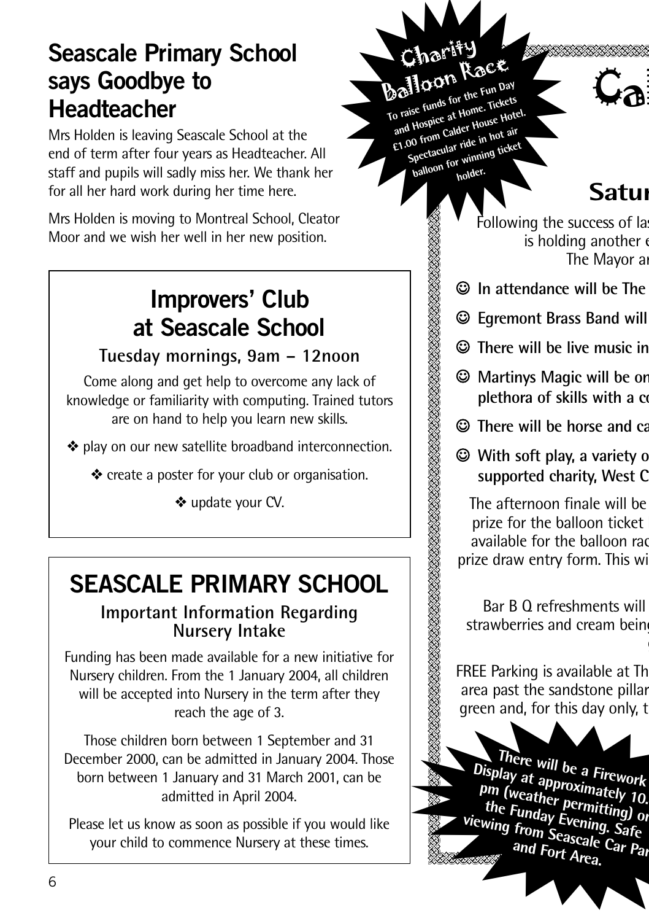## Seascale Primary School says Goodbye to Headteacher

Mrs Holden is leaving Seascale School at the end of term after four years as Headteacher. All staff and pupils will sadly miss her. We thank her for all her hard work during her time here.

Mrs Holden is moving to Montreal School, Cleator Moor and we wish her well in her new position.

## Improvers' Club at Seascale School

**Tuesday mornings, 9am – 12noon**

Come along and get help to overcome any lack of knowledge or familiarity with computing. Trained tutors are on hand to help you learn new skills.

❖ play on our new satellite broadband interconnection.

❖ create a poster for your club or organisation.

❖ update your CV.

## SEASCALE PRIMARY SCHOOL

### Important Information Regarding Nursery Intake

Funding has been made available for a new initiative for Nursery children. From the 1 January 2004, all children will be accepted into Nursery in the term after they reach the age of 3.

Those children born between 1 September and 31 December 2000, can be admitted in January 2004. Those born between 1 January and 31 March 2001, can be admitted in April 2004.

Please let us know as soon as possible if you would like your child to commence Nursery at these times.

**Charity Balloon Race**

**To raise funds for the Fun Day and Hospice at Home. Tickets £1.00 from Calder House Hotel. Spectacular ride in hot air balloon for winning ticket holder.**

# Ca

## Satur

Following the success of las
is holding another e
The Mayor ar

- ☺ **In attendance will be The**
- ☺ **Egremont Brass Band will**
- ☺ **There will be live music in**
- ☺ **Martinys Magic will be on plethora of skills with a co**
- ☺ **There will be horse and ca**
- ☺ **With soft play, a variety o supported charity, West C**

The afternoon finale will be
prize for the balloon ticket h
available for the balloon rac
prize draw entry form. This wi

Bar B Q refreshments will
strawberries and cream being

FREE Parking is available at Th
area past the sandstone pillar
green and, for this day only, t

**There will be a Firework Display at approximately 10. pm (weather permitting) on the Funday Evening. Safe viewing from Seascale Car Par and Fort Area.**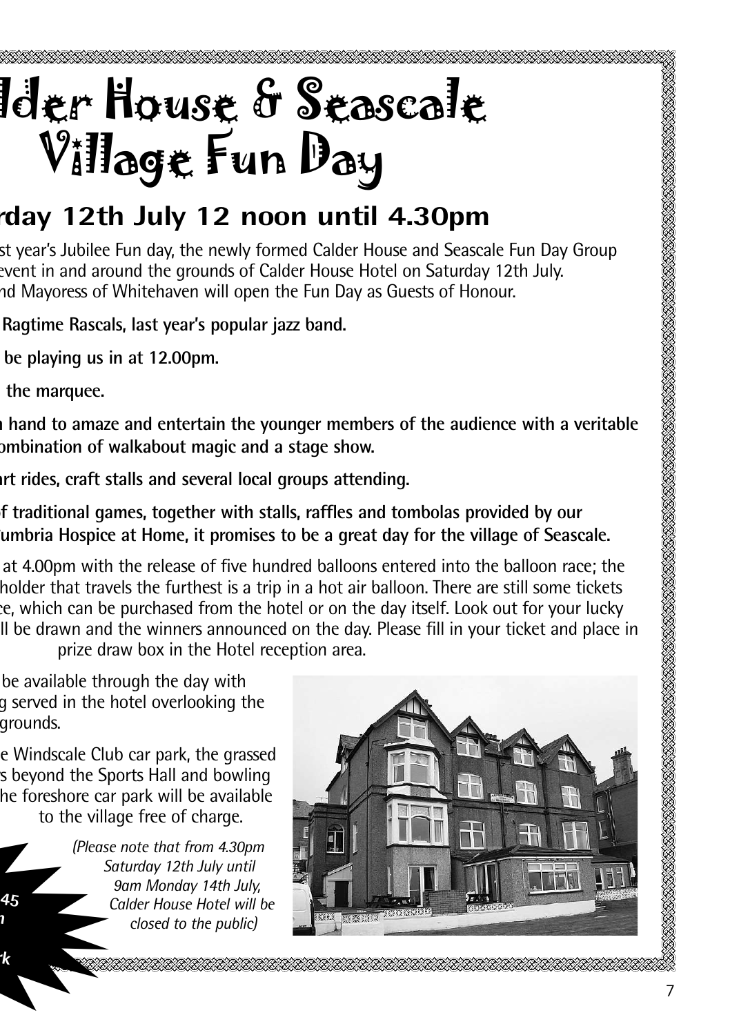# lder House & Seascale Village Fun Day

## rday 12th July 12 noon until 4.30pm

st year's Jubilee Fun day, the newly formed Calder House and Seascale Fun Day Group event in and around the grounds of Calder House Hotel on Saturday 12th July. nd Mayoress of Whitehaven will open the Fun Day as Guests of Honour.

**Ragtime Rascals, last year's popular jazz band.**

**be playing us in at 12.00pm.**

**the marquee.**

**hand to amaze and entertain the younger members of the audience with a veritable ombination of walkabout magic and a stage show.**

**rt rides, craft stalls and several local groups attending.**

**f traditional games, together with stalls, raffles and tombolas provided by our umbria Hospice at Home, it promises to be a great day for the village of Seascale.**

at 4.00pm with the release of five hundred balloons entered into the balloon race; the holder that travels the furthest is a trip in a hot air balloon. There are still some tickets e, which can be purchased from the hotel or on the day itself. Look out for your lucky ll be drawn and the winners announced on the day. Please fill in your ticket and place in prize draw box in the Hotel reception area.

be available through the day with g served in the hotel overlooking the grounds.

e Windscale Club car park, the grassed s beyond the Sports Hall and bowling he foreshore car park will be available to the village free of charge.

*(Please note that from 4.30pm Saturday 12th July until 9am Monday 14th July, Calder House Hotel will be closed to the public)*

***45***
***n***
***rk***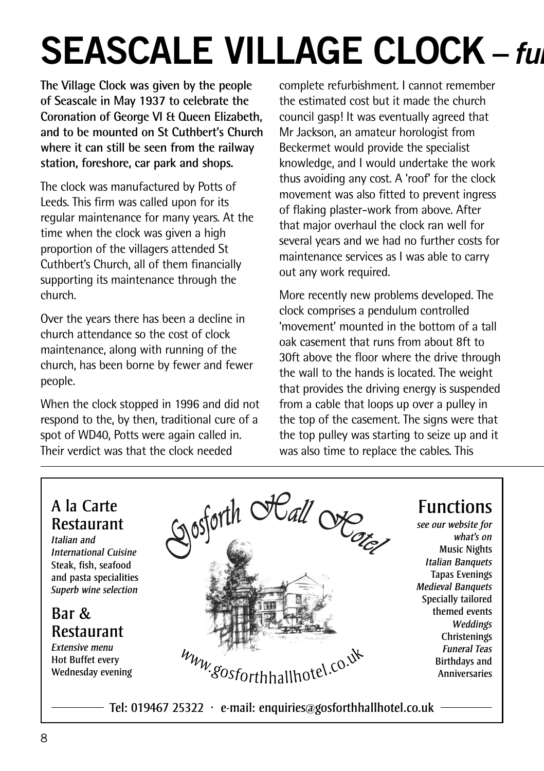# SEASCALE VILLAGE CLOCK – *fu*

**The Village Clock was given by the people of Seascale in May 1937 to celebrate the Coronation of George VI & Queen Elizabeth, and to be mounted on St Cuthbert's Church where it can still be seen from the railway station, foreshore, car park and shops.**

The clock was manufactured by Potts of Leeds. This firm was called upon for its regular maintenance for many years. At the time when the clock was given a high proportion of the villagers attended St Cuthbert's Church, all of them financially supporting its maintenance through the church.

Over the years there has been a decline in church attendance so the cost of clock maintenance, along with running of the church, has been borne by fewer and fewer people.

When the clock stopped in 1996 and did not respond to the, by then, traditional cure of a spot of WD40, Potts were again called in. Their verdict was that the clock needed complete refurbishment. I cannot remember the estimated cost but it made the church council gasp! It was eventually agreed that Mr Jackson, an amateur horologist from Beckermet would provide the specialist knowledge, and I would undertake the work thus avoiding any cost. A 'roof' for the clock movement was also fitted to prevent ingress of flaking plaster-work from above. After that major overhaul the clock ran well for several years and we had no further costs for maintenance services as I was able to carry out any work required.

More recently new problems developed. The clock comprises a pendulum controlled 'movement' mounted in the bottom of a tall oak casement that runs from about 8ft to 30ft above the floor where the drive through the wall to the hands is located. The weight that provides the driving energy is suspended from a cable that loops up over a pulley in the top of the casement. The signs were that the top pulley was starting to seize up and it was also time to replace the cables. This

---

**A la Carte Restaurant**
*Italian and International Cuisine*
**Steak, fish, seafood and pasta specialities**
*Superb wine selection*

**Bar & Restaurant**
*Extensive menu*
**Hot Buffet every Wednesday evening**

*Gosforth Hall Hotel*

www.gosforthhallhotel.co.uk

**Functions**
*see our website for what's on*
**Music Nights**
*Italian Banquets*
**Tapas Evenings**
*Medieval Banquets*
**Specially tailored themed events**
*Weddings*
**Christenings**
*Funeral Teas*
**Birthdays and Anniversaries**

**Tel: 019467 25322 · e-mail: enquiries@gosforthhallhotel.co.uk**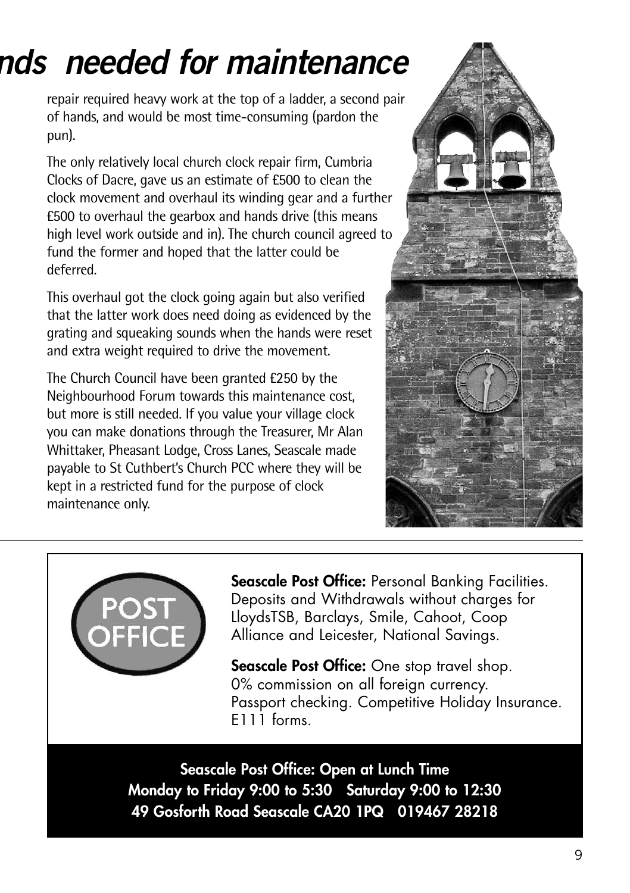# nds needed for maintenance

repair required heavy work at the top of a ladder, a second pair of hands, and would be most time-consuming (pardon the pun).

The only relatively local church clock repair firm, Cumbria Clocks of Dacre, gave us an estimate of £500 to clean the clock movement and overhaul its winding gear and a further £500 to overhaul the gearbox and hands drive (this means high level work outside and in). The church council agreed to fund the former and hoped that the latter could be deferred.

This overhaul got the clock going again but also verified that the latter work does need doing as evidenced by the grating and squeaking sounds when the hands were reset and extra weight required to drive the movement.

The Church Council have been granted £250 by the Neighbourhood Forum towards this maintenance cost, but more is still needed. If you value your village clock you can make donations through the Treasurer, Mr Alan Whittaker, Pheasant Lodge, Cross Lanes, Seascale made payable to St Cuthbert's Church PCC where they will be kept in a restricted fund for the purpose of clock maintenance only.

---

POST OFFICE

**Seascale Post Office:** Personal Banking Facilities. Deposits and Withdrawals without charges for LloydsTSB, Barclays, Smile, Cahoot, Coop Alliance and Leicester, National Savings.

**Seascale Post Office:** One stop travel shop. 0% commission on all foreign currency. Passport checking. Competitive Holiday Insurance. E111 forms.

**Seascale Post Office: Open at Lunch Time**
**Monday to Friday 9:00 to 5:30 Saturday 9:00 to 12:30**
**49 Gosforth Road Seascale CA20 1PQ 019467 28218**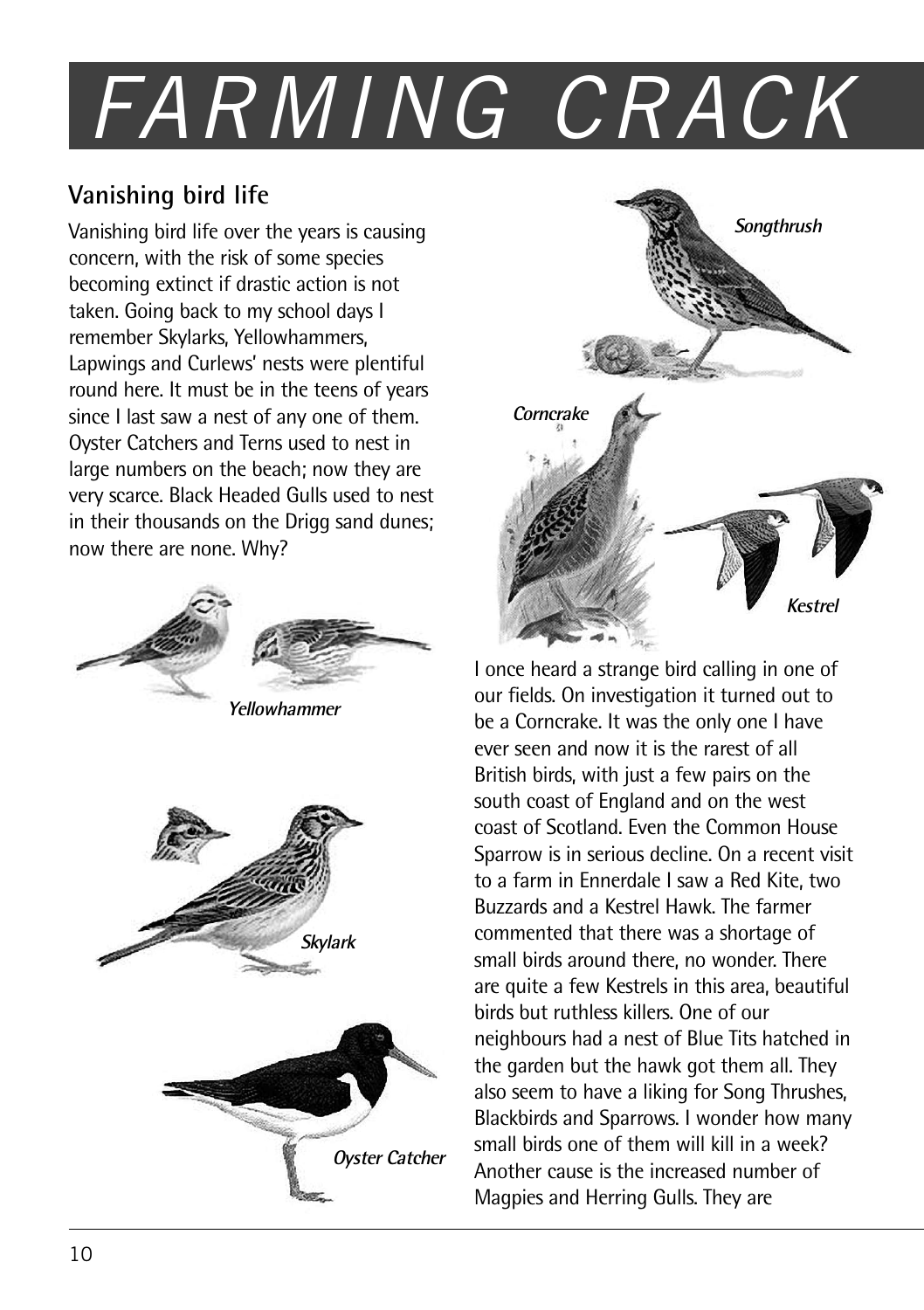# FARMING CRACK

## Vanishing bird life

Vanishing bird life over the years is causing concern, with the risk of some species becoming extinct if drastic action is not taken. Going back to my school days I remember Skylarks, Yellowhammers, Lapwings and Curlews' nests were plentiful round here. It must be in the teens of years since I last saw a nest of any one of them. Oyster Catchers and Terns used to nest in large numbers on the beach; now they are very scarce. Black Headed Gulls used to nest in their thousands on the Drigg sand dunes; now there are none. Why?

*Yellowhammer*

*Skylark*

*Oyster Catcher*

*Songthrush*

*Corncrake*

*Kestrel*

I once heard a strange bird calling in one of our fields. On investigation it turned out to be a Corncrake. It was the only one I have ever seen and now it is the rarest of all British birds, with just a few pairs on the south coast of England and on the west coast of Scotland. Even the Common House Sparrow is in serious decline. On a recent visit to a farm in Ennerdale I saw a Red Kite, two Buzzards and a Kestrel Hawk. The farmer commented that there was a shortage of small birds around there, no wonder. There are quite a few Kestrels in this area, beautiful birds but ruthless killers. One of our neighbours had a nest of Blue Tits hatched in the garden but the hawk got them all. They also seem to have a liking for Song Thrushes, Blackbirds and Sparrows. I wonder how many small birds one of them will kill in a week? Another cause is the increased number of Magpies and Herring Gulls. They are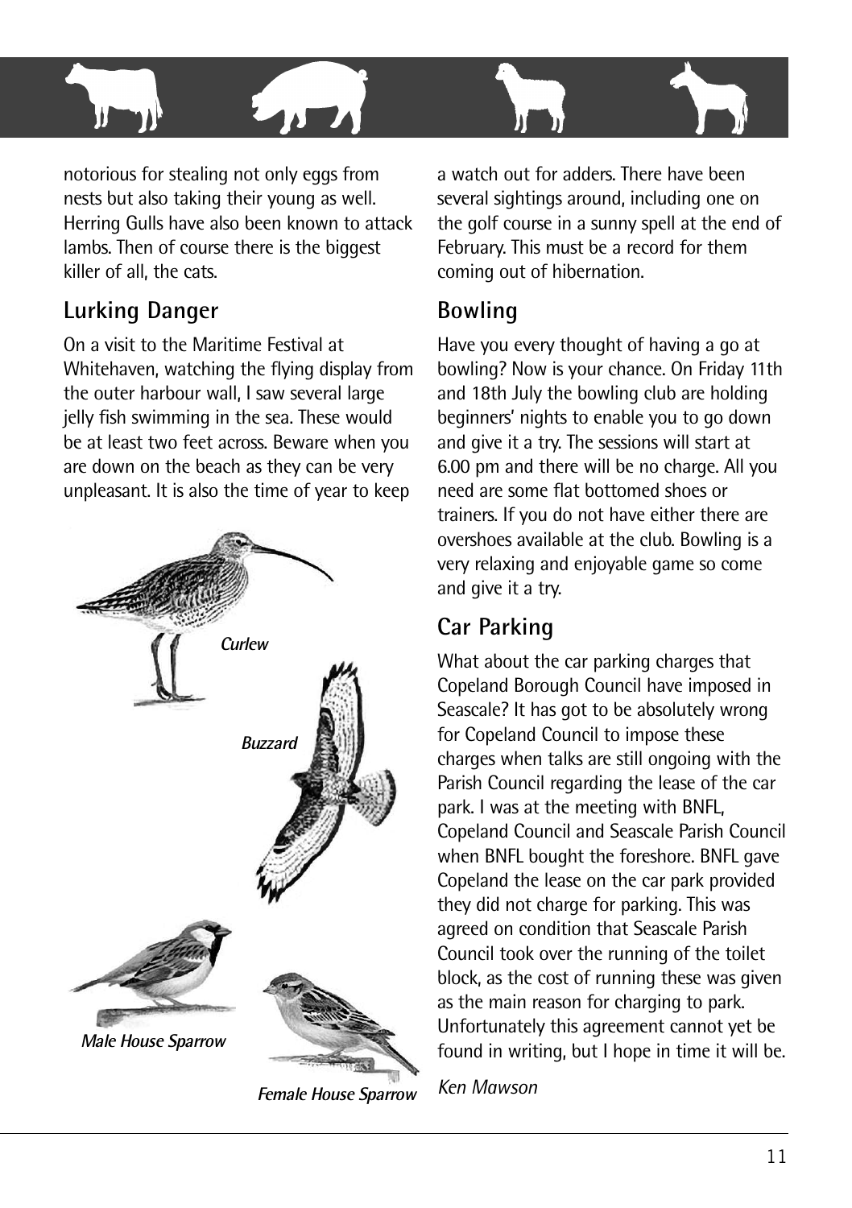notorious for stealing not only eggs from nests but also taking their young as well. Herring Gulls have also been known to attack lambs. Then of course there is the biggest killer of all, the cats.

## Lurking Danger

On a visit to the Maritime Festival at Whitehaven, watching the flying display from the outer harbour wall, I saw several large jelly fish swimming in the sea. These would be at least two feet across. Beware when you are down on the beach as they can be very unpleasant. It is also the time of year to keep a watch out for adders. There have been several sightings around, including one on the golf course in a sunny spell at the end of February. This must be a record for them coming out of hibernation.

*Curlew*

*Buzzard*

*Male House Sparrow*

*Female House Sparrow*

## Bowling

Have you every thought of having a go at bowling? Now is your chance. On Friday 11th and 18th July the bowling club are holding beginners' nights to enable you to go down and give it a try. The sessions will start at 6.00 pm and there will be no charge. All you need are some flat bottomed shoes or trainers. If you do not have either there are overshoes available at the club. Bowling is a very relaxing and enjoyable game so come and give it a try.

## Car Parking

What about the car parking charges that Copeland Borough Council have imposed in Seascale? It has got to be absolutely wrong for Copeland Council to impose these charges when talks are still ongoing with the Parish Council regarding the lease of the car park. I was at the meeting with BNFL, Copeland Council and Seascale Parish Council when BNFL bought the foreshore. BNFL gave Copeland the lease on the car park provided they did not charge for parking. This was agreed on condition that Seascale Parish Council took over the running of the toilet block, as the cost of running these was given as the main reason for charging to park. Unfortunately this agreement cannot yet be found in writing, but I hope in time it will be.

*Ken Mawson*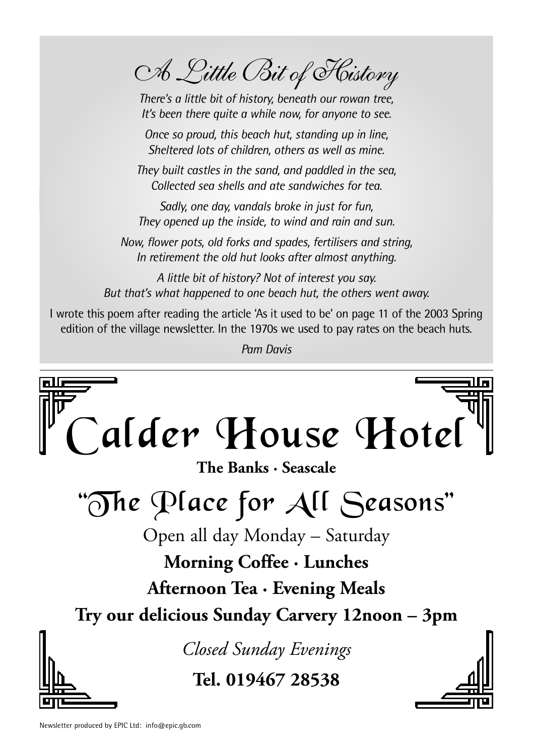# A Little Bit of History

*There's a little bit of history, beneath our rowan tree,*
*It's been there quite a while now, for anyone to see.*

*Once so proud, this beach hut, standing up in line,*
*Sheltered lots of children, others as well as mine.*

*They built castles in the sand, and paddled in the sea,*
*Collected sea shells and ate sandwiches for tea.*

*Sadly, one day, vandals broke in just for fun,*
*They opened up the inside, to wind and rain and sun.*

*Now, flower pots, old forks and spades, fertilisers and string,*
*In retirement the old hut looks after almost anything.*

*A little bit of history? Not of interest you say.*
*But that's what happened to one beach hut, the others went away.*

I wrote this poem after reading the article 'As it used to be' on page 11 of the 2003 Spring edition of the village newsletter. In the 1970s we used to pay rates on the beach huts.

*Pam Davis*

---

# Calder House Hotel

**The Banks · Seascale**

## "The Place for All Seasons"

Open all day Monday – Saturday

**Morning Coffee · Lunches**

**Afternoon Tea · Evening Meals**

**Try our delicious Sunday Carvery 12noon – 3pm**

*Closed Sunday Evenings*

**Tel. 019467 28538**

Newsletter produced by EPIC Ltd: info@epic.gb.com